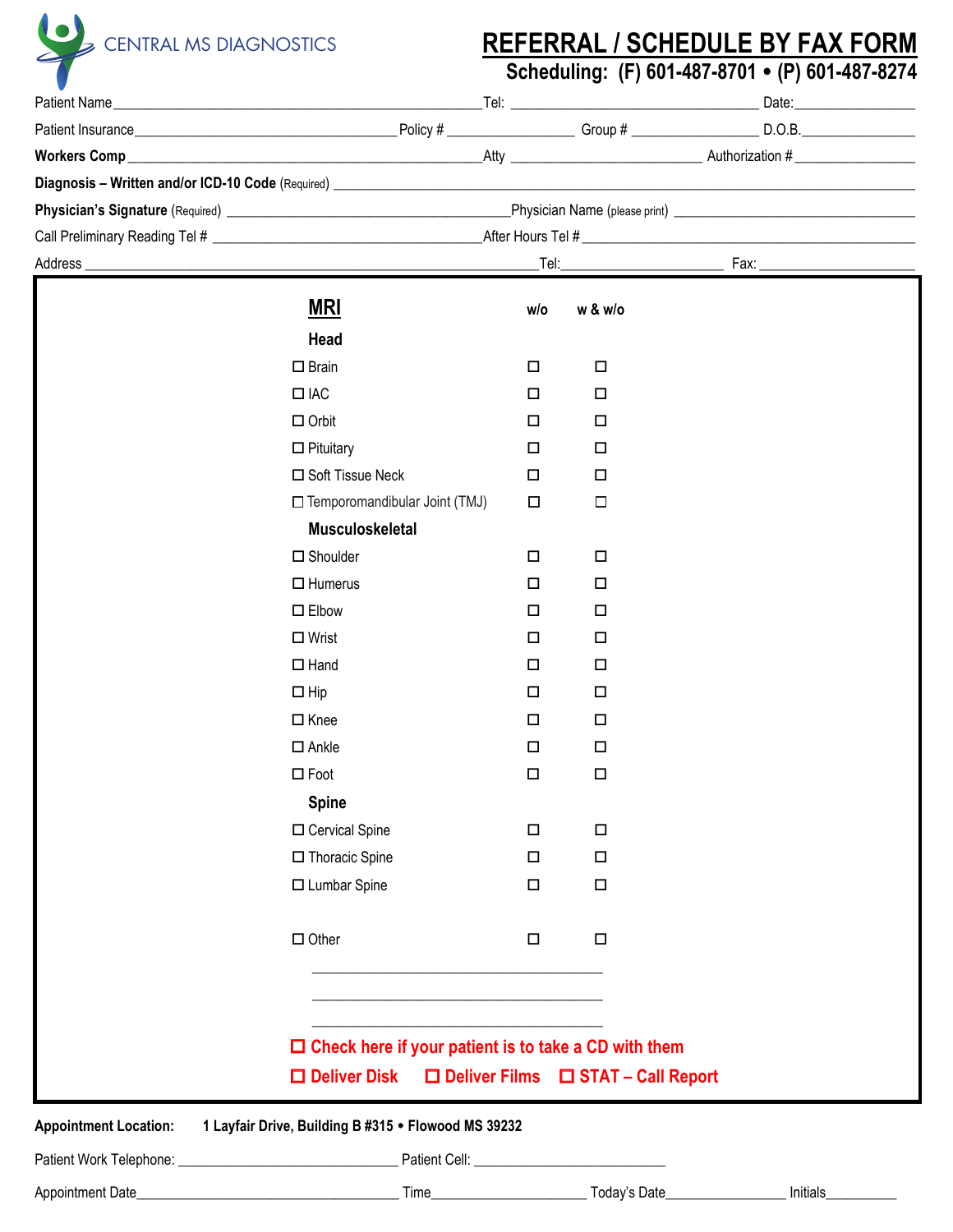CENTRAL MS DIAGNOSTICS

# REFERRAL / SCHEDULE BY FAX FORM

**Scheduling: (F) 601-487-8701 • (P) 601-487-8274**

Patient Name\_\_\_\_\_\_\_\_\_\_\_\_\_\_\_\_\_\_\_\_\_\_\_\_\_\_\_\_\_\_\_\_\_\_\_\_\_\_\_\_ Tel: \_\_\_\_\_\_\_\_\_\_\_\_\_\_\_\_\_\_\_\_\_\_\_\_\_\_\_ Date:\_\_\_\_\_\_\_\_\_\_\_\_\_\_\_

Patient Insurance\_\_\_\_\_\_\_\_\_\_\_\_\_\_\_\_\_\_\_\_\_\_\_\_\_\_\_\_\_\_ Policy # \_\_\_\_\_\_\_\_\_\_\_\_\_\_ Group # \_\_\_\_\_\_\_\_\_\_\_\_\_\_ D.O.B.\_\_\_\_\_\_\_\_\_\_\_\_\_\_\_

**Workers Comp**\_\_\_\_\_\_\_\_\_\_\_\_\_\_\_\_\_\_\_\_\_\_\_\_\_\_\_\_\_\_\_\_\_\_\_\_\_\_ Atty \_\_\_\_\_\_\_\_\_\_\_\_\_\_\_\_\_\_\_\_\_ Authorization #\_\_\_\_\_\_\_\_\_\_\_\_\_\_\_

**Diagnosis – Written and/or ICD-10 Code** (Required) \_\_\_\_\_\_\_\_\_\_\_\_\_\_\_\_\_\_\_\_\_\_\_\_\_\_\_\_\_\_\_\_\_\_\_\_\_\_\_\_\_\_\_\_\_\_\_\_\_\_\_\_\_\_\_\_\_\_\_\_\_\_

**Physician's Signature** (Required) \_\_\_\_\_\_\_\_\_\_\_\_\_\_\_\_\_\_\_\_\_\_\_\_\_\_\_\_\_\_\_\_ Physician Name (please print) \_\_\_\_\_\_\_\_\_\_\_\_\_\_\_\_\_\_\_\_\_\_\_\_\_\_

Call Preliminary Reading Tel # \_\_\_\_\_\_\_\_\_\_\_\_\_\_\_\_\_\_\_\_\_\_\_\_\_\_\_\_\_\_\_\_ After Hours Tel #\_\_\_\_\_\_\_\_\_\_\_\_\_\_\_\_\_\_\_\_\_\_\_\_\_\_\_\_\_\_\_\_\_\_\_\_\_

Address \_\_\_\_\_\_\_\_\_\_\_\_\_\_\_\_\_\_\_\_\_\_\_\_\_\_\_\_\_\_\_\_\_\_\_\_\_\_\_\_\_\_\_\_\_\_\_\_\_\_ Tel:\_\_\_\_\_\_\_\_\_\_\_\_\_\_\_\_\_\_\_ Fax: \_\_\_\_\_\_\_\_\_\_\_\_\_\_\_\_\_\_\_

## MRI

| | w/o | w & w/o |
|---|---|---|
| **Head** | | |
| ☐ Brain | ☐ | ☐ |
| ☐ IAC | ☐ | ☐ |
| ☐ Orbit | ☐ | ☐ |
| ☐ Pituitary | ☐ | ☐ |
| ☐ Soft Tissue Neck | ☐ | ☐ |
| ☐ Temporomandibular Joint (TMJ) | ☐ | ☐ |
| **Musculoskeletal** | | |
| ☐ Shoulder | ☐ | ☐ |
| ☐ Humerus | ☐ | ☐ |
| ☐ Elbow | ☐ | ☐ |
| ☐ Wrist | ☐ | ☐ |
| ☐ Hand | ☐ | ☐ |
| ☐ Hip | ☐ | ☐ |
| ☐ Knee | ☐ | ☐ |
| ☐ Ankle | ☐ | ☐ |
| ☐ Foot | ☐ | ☐ |
| **Spine** | | |
| ☐ Cervical Spine | ☐ | ☐ |
| ☐ Thoracic Spine | ☐ | ☐ |
| ☐ Lumbar Spine | ☐ | ☐ |
| ☐ Other | ☐ | ☐ |

\_\_\_\_\_\_\_\_\_\_\_\_\_\_\_\_\_\_\_\_\_\_\_\_\_\_\_\_\_\_\_\_\_\_\_\_\_\_\_\_

\_\_\_\_\_\_\_\_\_\_\_\_\_\_\_\_\_\_\_\_\_\_\_\_\_\_\_\_\_\_\_\_\_\_\_\_\_\_\_\_

\_\_\_\_\_\_\_\_\_\_\_\_\_\_\_\_\_\_\_\_\_\_\_\_\_\_\_\_\_\_\_\_\_\_\_\_\_\_\_\_

**☐ Check here if your patient is to take a CD with them**

**☐ Deliver Disk ☐ Deliver Films ☐ STAT – Call Report**

**Appointment Location: 1 Layfair Drive, Building B #315 • Flowood MS 39232**

Patient Work Telephone: \_\_\_\_\_\_\_\_\_\_\_\_\_\_\_\_\_\_\_\_\_\_\_\_\_\_ Patient Cell: \_\_\_\_\_\_\_\_\_\_\_\_\_\_\_\_\_\_\_\_\_\_\_\_

Appointment Date\_\_\_\_\_\_\_\_\_\_\_\_\_\_\_\_\_\_\_\_\_\_\_\_\_\_\_\_\_\_ Time\_\_\_\_\_\_\_\_\_\_\_\_\_\_\_\_\_\_ Today's Date\_\_\_\_\_\_\_\_\_\_\_\_\_\_ Initials\_\_\_\_\_\_\_\_\_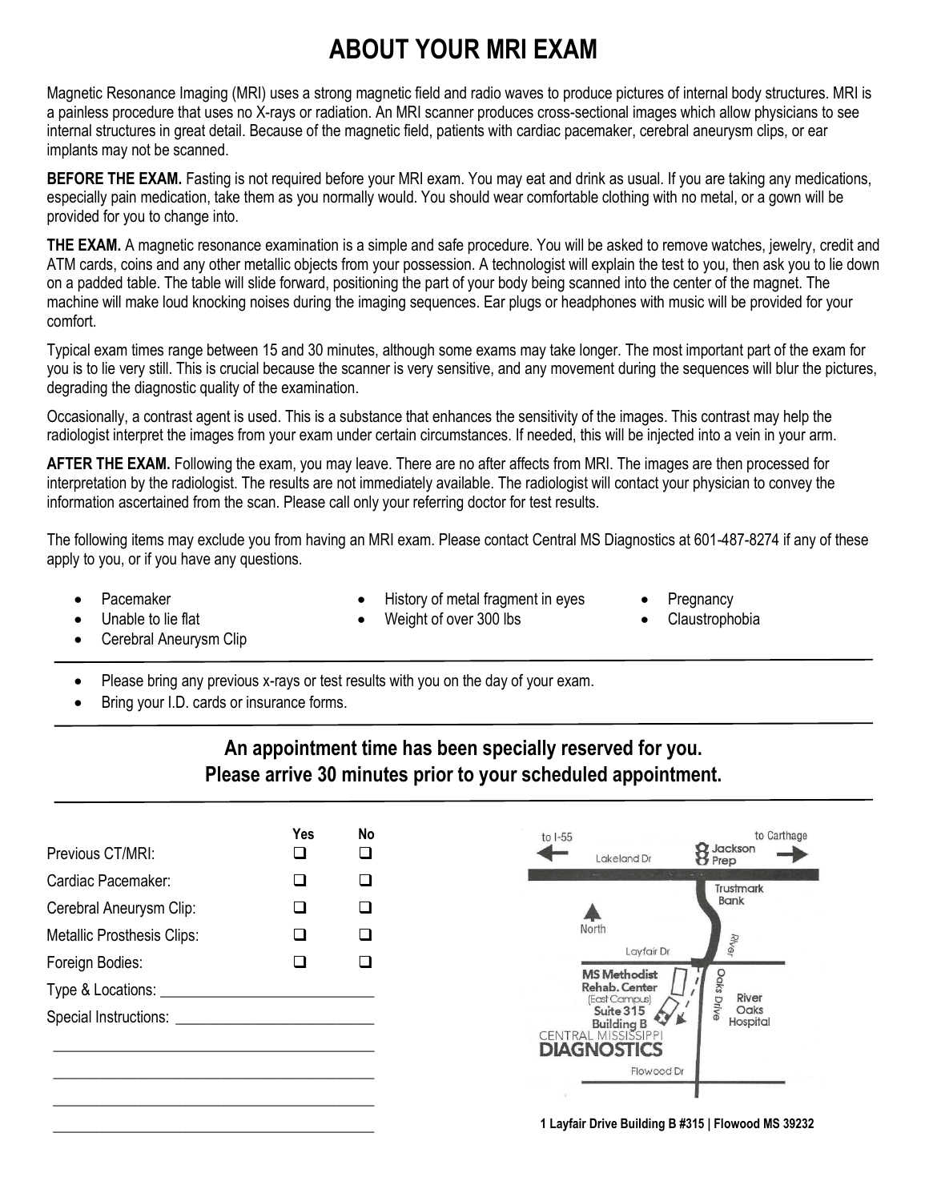# ABOUT YOUR MRI EXAM

Magnetic Resonance Imaging (MRI) uses a strong magnetic field and radio waves to produce pictures of internal body structures. MRI is a painless procedure that uses no X-rays or radiation. An MRI scanner produces cross-sectional images which allow physicians to see internal structures in great detail. Because of the magnetic field, patients with cardiac pacemaker, cerebral aneurysm clips, or ear implants may not be scanned.

**BEFORE THE EXAM.** Fasting is not required before your MRI exam. You may eat and drink as usual. If you are taking any medications, especially pain medication, take them as you normally would. You should wear comfortable clothing with no metal, or a gown will be provided for you to change into.

**THE EXAM.** A magnetic resonance examination is a simple and safe procedure. You will be asked to remove watches, jewelry, credit and ATM cards, coins and any other metallic objects from your possession. A technologist will explain the test to you, then ask you to lie down on a padded table. The table will slide forward, positioning the part of your body being scanned into the center of the magnet. The machine will make loud knocking noises during the imaging sequences. Ear plugs or headphones with music will be provided for your comfort.

Typical exam times range between 15 and 30 minutes, although some exams may take longer. The most important part of the exam for you is to lie very still. This is crucial because the scanner is very sensitive, and any movement during the sequences will blur the pictures, degrading the diagnostic quality of the examination.

Occasionally, a contrast agent is used. This is a substance that enhances the sensitivity of the images. This contrast may help the radiologist interpret the images from your exam under certain circumstances. If needed, this will be injected into a vein in your arm.

**AFTER THE EXAM.** Following the exam, you may leave. There are no after affects from MRI. The images are then processed for interpretation by the radiologist. The results are not immediately available. The radiologist will contact your physician to convey the information ascertained from the scan. Please call only your referring doctor for test results.

The following items may exclude you from having an MRI exam. Please contact Central MS Diagnostics at 601-487-8274 if any of these apply to you, or if you have any questions.

- Pacemaker
- Unable to lie flat
- Cerebral Aneurysm Clip
- History of metal fragment in eyes
- Weight of over 300 lbs
- Pregnancy
- Claustrophobia

---

- Please bring any previous x-rays or test results with you on the day of your exam.
- Bring your I.D. cards or insurance forms.

---

**An appointment time has been specially reserved for you.**
**Please arrive 30 minutes prior to your scheduled appointment.**

---

| | Yes | No |
|---|---|---|
| Previous CT/MRI: | ☐ | ☐ |
| Cardiac Pacemaker: | ☐ | ☐ |
| Cerebral Aneurysm Clip: | ☐ | ☐ |
| Metallic Prosthesis Clips: | ☐ | ☐ |
| Foreign Bodies: | ☐ | ☐ |

Type & Locations: ___________________________

Special Instructions: _________________________

_____________________________________________

_____________________________________________

_____________________________________________

_____________________________________________

to I-55
Lakeland Dr
Jackson Prep
to Carthage
Trustmark Bank
North
Layfair Dr
River Oaks Drive
MS Methodist Rehab. Center (East Campus) Suite 315 Building B
River Oaks Hospital
CENTRAL MISSISSIPPI DIAGNOSTICS
Flowood Dr

**1 Layfair Drive Building B #315 | Flowood MS 39232**